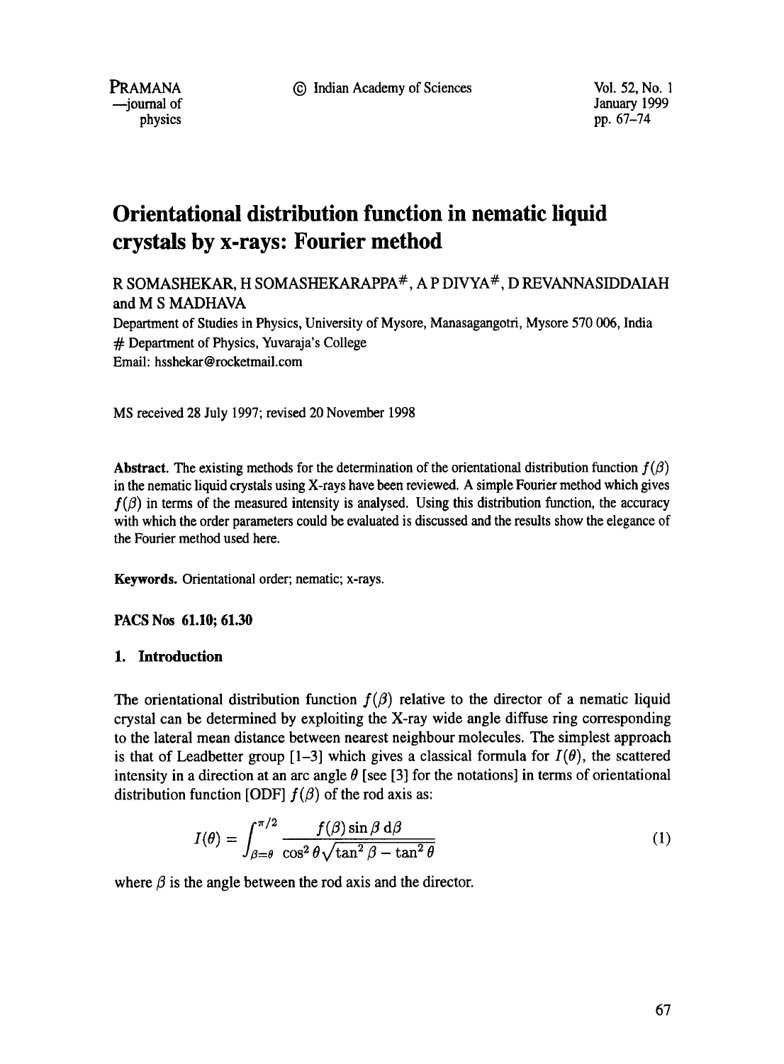# Orientational distribution function in nematic liquid crystals by x-rays: Fourier method

R SOMASHEKAR, H SOMASHEKARAPPA#, A P DIVYA#, D REVANNASIDDAIAH and M S MADHAVA

Department of Studies in Physics, University of Mysore, Manasagangotri, Mysore 570 006, India

# Department of Physics, Yuvaraja's College

Email: hsshekar@rocketmail.com

MS received 28 July 1997; revised 20 November 1998

**Abstract.** The existing methods for the determination of the orientational distribution function $f(\beta)$ in the nematic liquid crystals using X-rays have been reviewed. A simple Fourier method which gives $f(\beta)$ in terms of the measured intensity is analysed. Using this distribution function, the accuracy with which the order parameters could be evaluated is discussed and the results show the elegance of the Fourier method used here.

**Keywords.** Orientational order; nematic; x-rays.

**PACS Nos 61.10; 61.30**

## 1. Introduction

The orientational distribution function $f(\beta)$ relative to the director of a nematic liquid crystal can be determined by exploiting the X-ray wide angle diffuse ring corresponding to the lateral mean distance between nearest neighbour molecules. The simplest approach is that of Leadbetter group [1–3] which gives a classical formula for $I(\theta)$, the scattered intensity in a direction at an arc angle $\theta$ [see [3] for the notations] in terms of orientational distribution function [ODF] $f(\beta)$ of the rod axis as:

$$I(\theta) = \int_{\beta=\theta}^{\pi/2} \frac{f(\beta)\sin\beta\,\mathrm{d}\beta}{\cos^2\theta\sqrt{\tan^2\beta - \tan^2\theta}} \tag{1}$$

where $\beta$ is the angle between the rod axis and the director.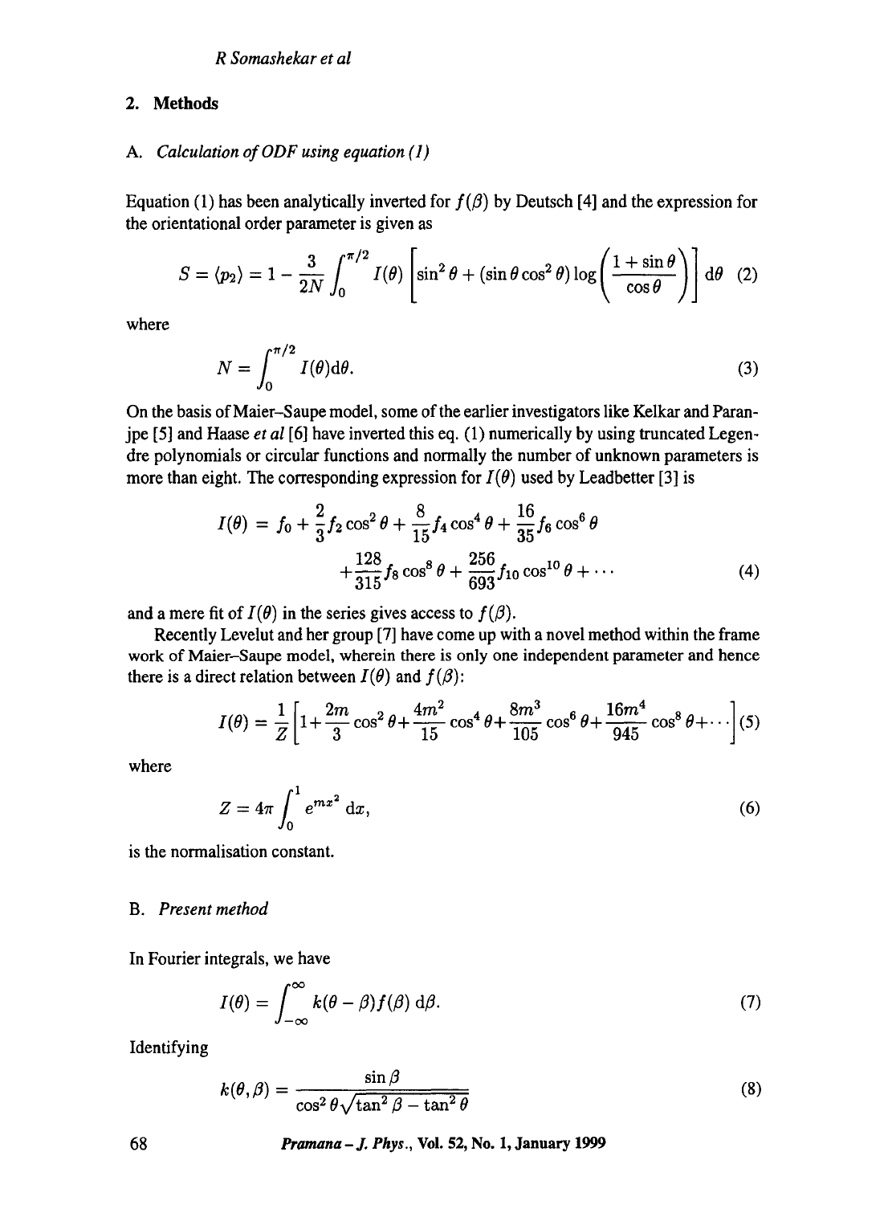## 2. Methods

### A. *Calculation of ODF using equation (1)*

Equation (1) has been analytically inverted for $f(\beta)$ by Deutsch [4] and the expression for the orientational order parameter is given as

$$S = \langle p_2 \rangle = 1 - \frac{3}{2N} \int_0^{\pi/2} I(\theta) \left[ \sin^2\theta + (\sin\theta \cos^2\theta) \log\left( \frac{1+\sin\theta}{\cos\theta} \right) \right] \mathrm{d}\theta \quad (2)$$

where

$$N = \int_0^{\pi/2} I(\theta) \mathrm{d}\theta. \quad (3)$$

On the basis of Maier–Saupe model, some of the earlier investigators like Kelkar and Paranjpe [5] and Haase *et al* [6] have inverted this eq. (1) numerically by using truncated Legendre polynomials or circular functions and normally the number of unknown parameters is more than eight. The corresponding expression for $I(\theta)$ used by Leadbetter [3] is

$$I(\theta) = f_0 + \frac{2}{3} f_2 \cos^2\theta + \frac{8}{15} f_4 \cos^4\theta + \frac{16}{35} f_6 \cos^6\theta + \frac{128}{315} f_8 \cos^8\theta + \frac{256}{693} f_{10} \cos^{10}\theta + \cdots \quad (4)$$

and a mere fit of $I(\theta)$ in the series gives access to $f(\beta)$.

Recently Levelut and her group [7] have come up with a novel method within the frame work of Maier–Saupe model, wherein there is only one independent parameter and hence there is a direct relation between $I(\theta)$ and $f(\beta)$:

$$I(\theta) = \frac{1}{Z} \left[ 1 + \frac{2m}{3} \cos^2\theta + \frac{4m^2}{15} \cos^4\theta + \frac{8m^3}{105} \cos^6\theta + \frac{16m^4}{945} \cos^8\theta + \cdots \right] \quad (5)$$

where

$$Z = 4\pi \int_0^1 e^{mx^2} \, \mathrm{d}x, \quad (6)$$

is the normalisation constant.

### B. *Present method*

In Fourier integrals, we have

$$I(\theta) = \int_{-\infty}^{\infty} k(\theta - \beta) f(\beta) \, \mathrm{d}\beta. \quad (7)$$

Identifying

$$k(\theta, \beta) = \frac{\sin\beta}{\cos^2\theta \sqrt{\tan^2\beta - \tan^2\theta}} \quad (8)$$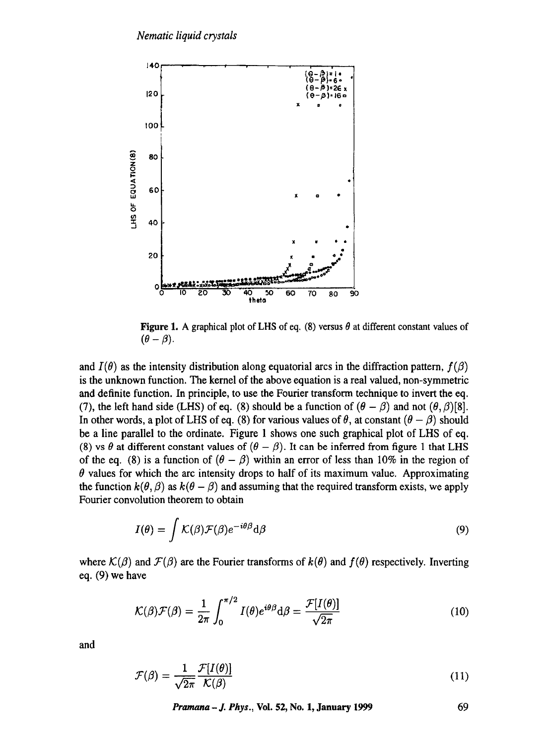Figure 1. A graphical plot of LHS of eq. (8) versus $\theta$ at different constant values of $(\theta - \beta)$.

and $I(\theta)$ as the intensity distribution along equatorial arcs in the diffraction pattern, $f(\beta)$ is the unknown function. The kernel of the above equation is a real valued, non-symmetric and definite function. In principle, to use the Fourier transform technique to invert the eq. (7), the left hand side (LHS) of eq. (8) should be a function of $(\theta - \beta)$ and not $(\theta, \beta)$[8]. In other words, a plot of LHS of eq. (8) for various values of $\theta$, at constant $(\theta - \beta)$ should be a line parallel to the ordinate. Figure 1 shows one such graphical plot of LHS of eq. (8) vs $\theta$ at different constant values of $(\theta - \beta)$. It can be inferred from figure 1 that LHS of the eq. (8) is a function of $(\theta - \beta)$ within an error of less than 10% in the region of $\theta$ values for which the arc intensity drops to half of its maximum value. Approximating the function $k(\theta, \beta)$ as $k(\theta - \beta)$ and assuming that the required transform exists, we apply Fourier convolution theorem to obtain

$$I(\theta) = \int \mathcal{K}(\beta)\mathcal{F}(\beta)e^{-i\theta\beta}\mathrm{d}\beta \tag{9}$$

where $\mathcal{K}(\beta)$ and $\mathcal{F}(\beta)$ are the Fourier transforms of $k(\theta)$ and $f(\theta)$ respectively. Inverting eq. (9) we have

$$\mathcal{K}(\beta)\mathcal{F}(\beta) = \frac{1}{2\pi}\int_0^{\pi/2} I(\theta)e^{i\theta\beta}\mathrm{d}\beta = \frac{\mathcal{F}[I(\theta)]}{\sqrt{2\pi}} \tag{10}$$

and

$$\mathcal{F}(\beta) = \frac{1}{\sqrt{2\pi}}\frac{\mathcal{F}[I(\theta)]}{\mathcal{K}(\beta)} \tag{11}$$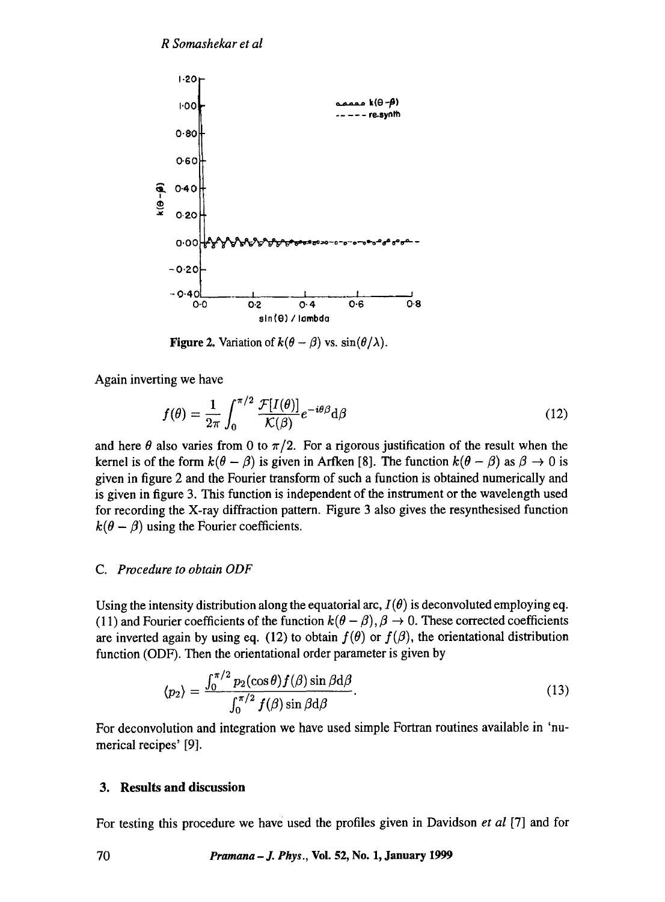Figure 2. Variation of $k(\theta - \beta)$ vs. $\sin(\theta/\lambda)$.

Again inverting we have

$$f(\theta) = \frac{1}{2\pi}\int_0^{\pi/2} \frac{\mathcal{F}[I(\theta)]}{\mathcal{K}(\beta)} e^{-i\theta\beta} \mathrm{d}\beta \tag{12}$$

and here $\theta$ also varies from 0 to $\pi/2$. For a rigorous justification of the result when the kernel is of the form $k(\theta - \beta)$ is given in Arfken [8]. The function $k(\theta - \beta)$ as $\beta \to 0$ is given in figure 2 and the Fourier transform of such a function is obtained numerically and is given in figure 3. This function is independent of the instrument or the wavelength used for recording the X-ray diffraction pattern. Figure 3 also gives the resynthesised function $k(\theta - \beta)$ using the Fourier coefficients.

### C. *Procedure to obtain ODF*

Using the intensity distribution along the equatorial arc, $I(\theta)$ is deconvoluted employing eq. (11) and Fourier coefficients of the function $k(\theta - \beta), \beta \to 0$. These corrected coefficients are inverted again by using eq. (12) to obtain $f(\theta)$ or $f(\beta)$, the orientational distribution function (ODF). Then the orientational order parameter is given by

$$\langle p_2 \rangle = \frac{\int_0^{\pi/2} p_2(\cos\theta) f(\beta) \sin\beta \mathrm{d}\beta}{\int_0^{\pi/2} f(\beta) \sin\beta \mathrm{d}\beta}. \tag{13}$$

For deconvolution and integration we have used simple Fortran routines available in 'numerical recipes' [9].

## 3. Results and discussion

For testing this procedure we have used the profiles given in Davidson *et al* [7] and for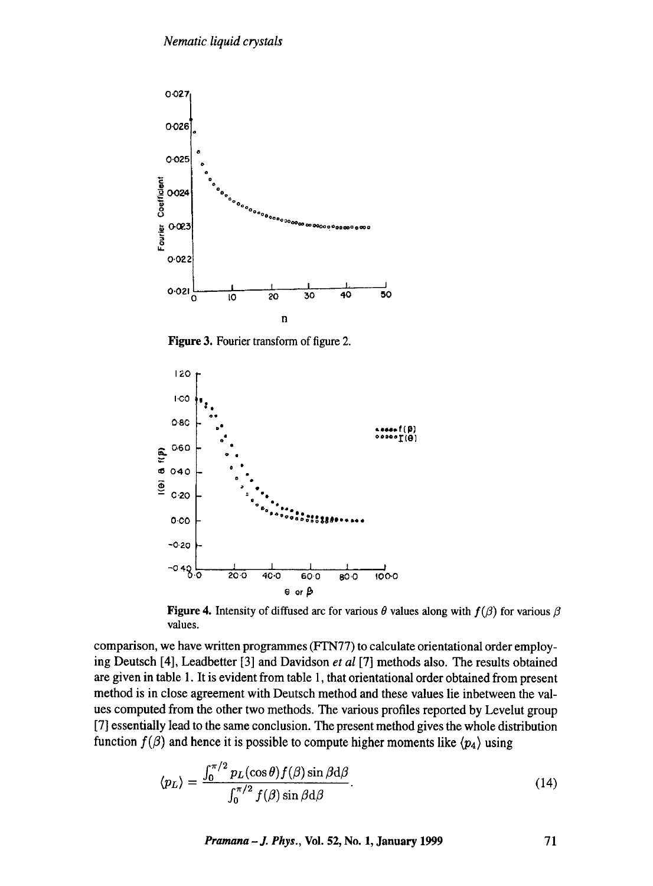Figure 3. Fourier transform of figure 2.

Figure 4. Intensity of diffused arc for various $\theta$ values along with $f(\beta)$ for various $\beta$ values.

comparison, we have written programmes (FTN77) to calculate orientational order employing Deutsch [4], Leadbetter [3] and Davidson *et al* [7] methods also. The results obtained are given in table 1. It is evident from table 1, that orientational order obtained from present method is in close agreement with Deutsch method and these values lie inbetween the values computed from the other two methods. The various profiles reported by Levelut group [7] essentially lead to the same conclusion. The present method gives the whole distribution function $f(\beta)$ and hence it is possible to compute higher moments like $\langle p_4 \rangle$ using

$$\langle p_L \rangle = \frac{\int_0^{\pi/2} p_L(\cos\theta) f(\beta) \sin\beta \mathrm{d}\beta}{\int_0^{\pi/2} f(\beta) \sin\beta \mathrm{d}\beta}. \tag{14}$$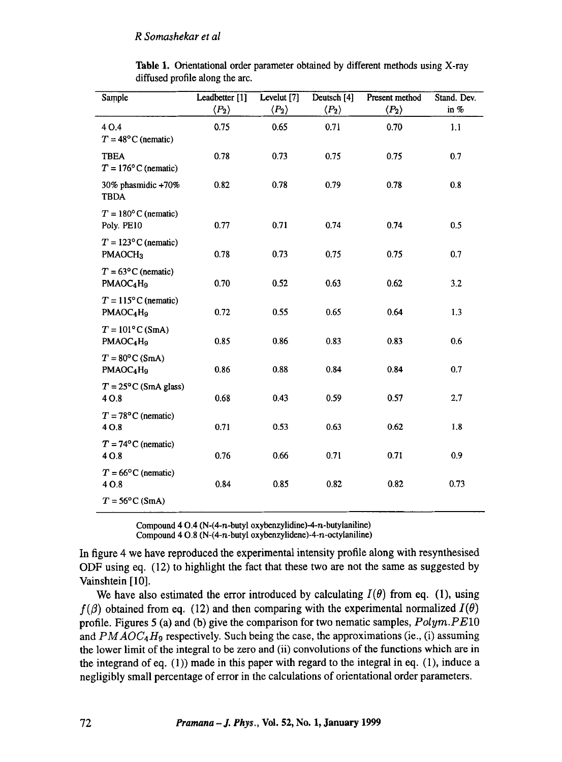**Table 1.** Orientational order parameter obtained by different methods using X-ray diffused profile along the arc.

| Sample | Leadbetter [1] $\langle P_2 \rangle$ | Levelut [7] $\langle P_2 \rangle$ | Deutsch [4] $\langle P_2 \rangle$ | Present method $\langle P_2 \rangle$ | Stand. Dev. in % |
|---|---|---|---|---|---|
| 4 O.4 $T = 48°$C (nematic) | 0.75 | 0.65 | 0.71 | 0.70 | 1.1 |
| TBEA $T = 176°$C (nematic) | 0.78 | 0.73 | 0.75 | 0.75 | 0.7 |
| 30% phasmidic +70% TBDA $T = 180°$C (nematic) | 0.82 | 0.78 | 0.79 | 0.78 | 0.8 |
| Poly. PE10 $T = 123°$C (nematic) | 0.77 | 0.71 | 0.74 | 0.74 | 0.5 |
| $PMAOCH_3$ $T = 63°$C (nematic) | 0.78 | 0.73 | 0.75 | 0.75 | 0.7 |
| $PMAOC_4H_9$ $T = 115°$C (nematic) | 0.70 | 0.52 | 0.63 | 0.62 | 3.2 |
| $PMAOC_4H_9$ $T = 101°$C (SmA) | 0.72 | 0.55 | 0.65 | 0.64 | 1.3 |
| $PMAOC_4H_9$ $T = 80°$C (SmA) | 0.85 | 0.86 | 0.83 | 0.83 | 0.6 |
| $PMAOC_4H_9$ $T = 25°$C (SmA glass) | 0.86 | 0.88 | 0.84 | 0.84 | 0.7 |
| 4 O.8 $T = 78°$C (nematic) | 0.68 | 0.43 | 0.59 | 0.57 | 2.7 |
| 4 O.8 $T = 74°$C (nematic) | 0.71 | 0.53 | 0.63 | 0.62 | 1.8 |
| 4 O.8 $T = 66°$C (nematic) | 0.76 | 0.66 | 0.71 | 0.71 | 0.9 |
| 4 O.8 $T = 56°$C (SmA) | 0.84 | 0.85 | 0.82 | 0.82 | 0.73 |

Compound 4 O.4 (N-(4-$n$-butyl oxybenzylidine)-4-$n$-butylaniline)
Compound 4 O.8 (N-(4-$n$-butyl oxybenzylidene)-4-$n$-octylaniline)

In figure 4 we have reproduced the experimental intensity profile along with resynthesised ODF using eq. (12) to highlight the fact that these two are not the same as suggested by Vainshtein [10].

We have also estimated the error introduced by calculating $I(\theta)$ from eq. (1), using $f(\beta)$ obtained from eq. (12) and then comparing with the experimental normalized $I(\theta)$ profile. Figures 5 (a) and (b) give the comparison for two nematic samples, $Polym.PE10$ and $PMAOC_4H_9$ respectively. Such being the case, the approximations (ie., (i) assuming the lower limit of the integral to be zero and (ii) convolutions of the functions which are in the integrand of eq. (1)) made in this paper with regard to the integral in eq. (1), induce a negligibly small percentage of error in the calculations of orientational order parameters.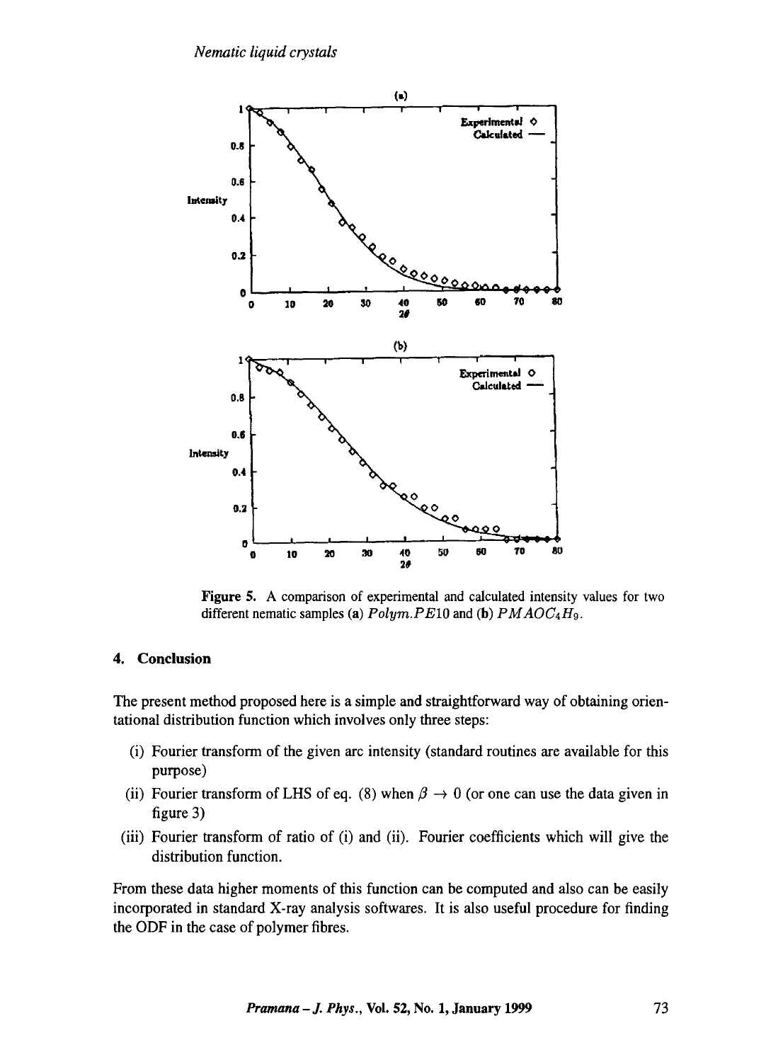Figure 5. A comparison of experimental and calculated intensity values for two different nematic samples (**a**) $Polym.PE10$ and (**b**) $PMAOC_4H_9$.

## 4. Conclusion

The present method proposed here is a simple and straightforward way of obtaining orientational distribution function which involves only three steps:

(i) Fourier transform of the given arc intensity (standard routines are available for this purpose)

(ii) Fourier transform of LHS of eq. (8) when $\beta \to 0$ (or one can use the data given in figure 3)

(iii) Fourier transform of ratio of (i) and (ii). Fourier coefficients which will give the distribution function.

From these data higher moments of this function can be computed and also can be easily incorporated in standard X-ray analysis softwares. It is also useful procedure for finding the ODF in the case of polymer fibres.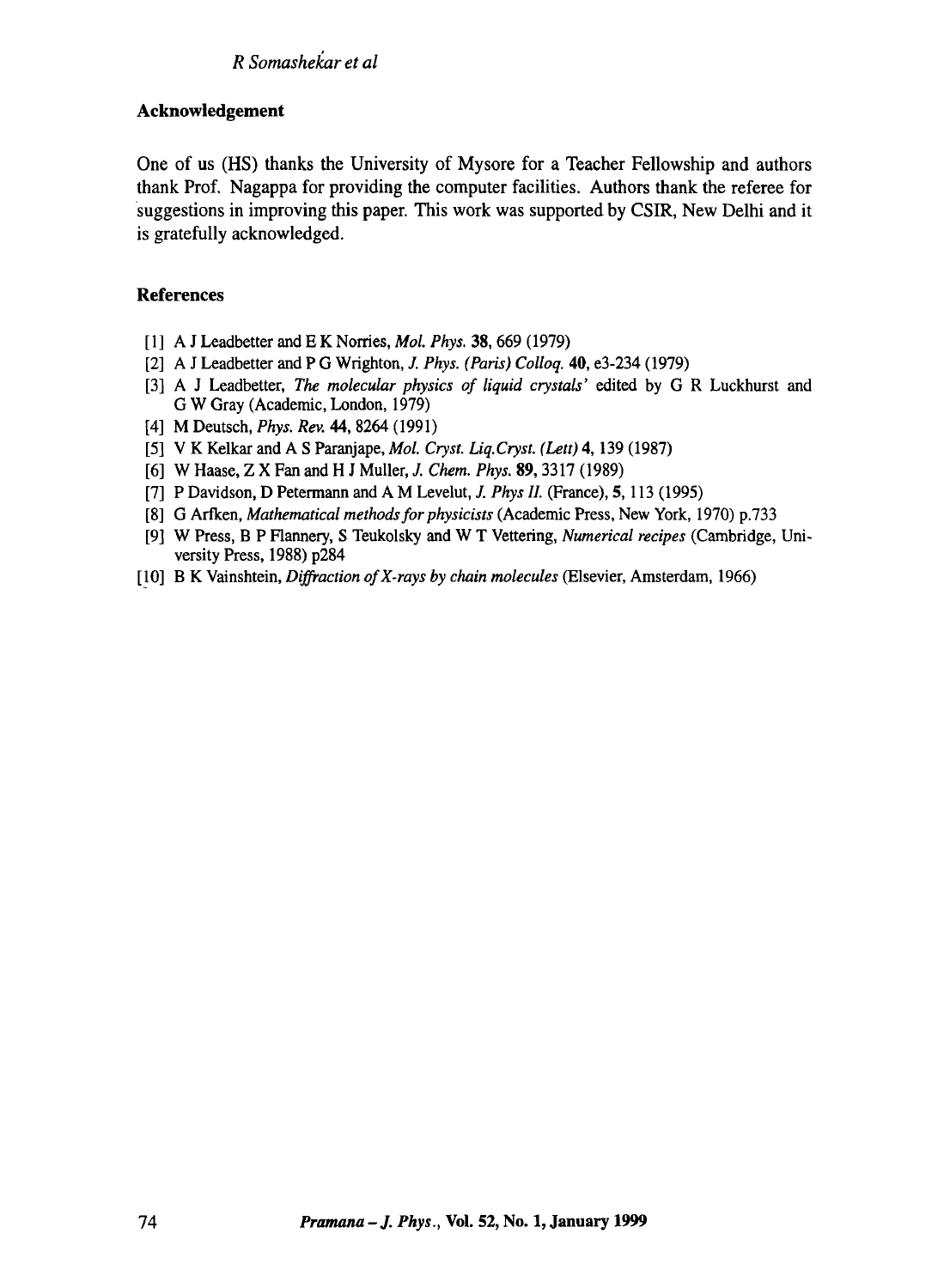### Acknowledgement

One of us (HS) thanks the University of Mysore for a Teacher Fellowship and authors thank Prof. Nagappa for providing the computer facilities. Authors thank the referee for suggestions in improving this paper. This work was supported by CSIR, New Delhi and it is gratefully acknowledged.

### References

[1] A J Leadbetter and E K Norries, *Mol. Phys.* **38**, 669 (1979)

[2] A J Leadbetter and P G Wrighton, *J. Phys. (Paris) Colloq.* **40**, e3-234 (1979)

[3] A J Leadbetter, *The molecular physics of liquid crystals'* edited by G R Luckhurst and G W Gray (Academic, London, 1979)

[4] M Deutsch, *Phys. Rev.* **44**, 8264 (1991)

[5] V K Kelkar and A S Paranjape, *Mol. Cryst. Liq.Cryst. (Lett)* **4**, 139 (1987)

[6] W Haase, Z X Fan and H J Muller, *J. Chem. Phys.* **89**, 3317 (1989)

[7] P Davidson, D Petermann and A M Levelut, *J. Phys II.* (France), **5**, 113 (1995)

[8] G Arfken, *Mathematical methods for physicists* (Academic Press, New York, 1970) p.733

[9] W Press, B P Flannery, S Teukolsky and W T Vettering, *Numerical recipes* (Cambridge, University Press, 1988) p284

[10] B K Vainshtein, *Diffraction of X-rays by chain molecules* (Elsevier, Amsterdam, 1966)